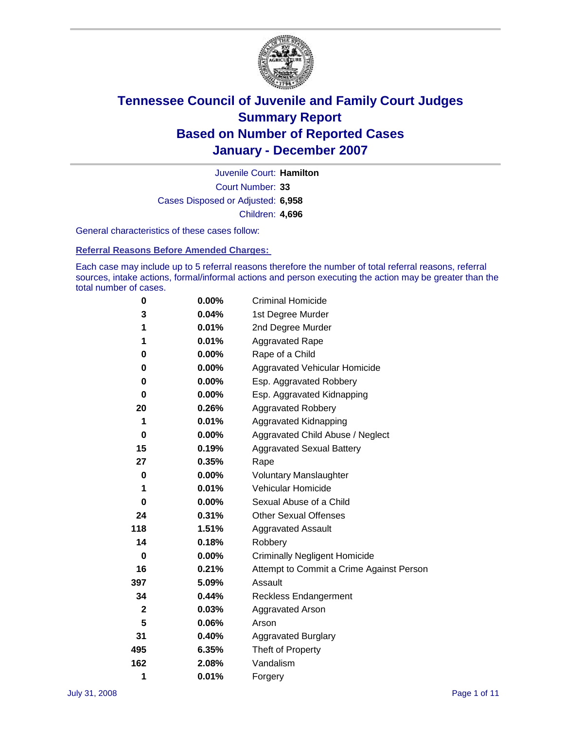# Tennessee Council of Juvenile and Family Court Judges
## Summary Report
## Based on Number of Reported Cases
## January - December 2007

Juvenile Court: **Hamilton**

Court Number: **33**

Cases Disposed or Adjusted: **6,958**

Children: **4,696**

General characteristics of these cases follow:

### Referral Reasons Before Amended Charges:

Each case may include up to 5 referral reasons therefore the number of total referral reasons, referral sources, intake actions, formal/informal actions and person executing the action may be greater than the total number of cases.

| Count | Percent | Referral Reason |
|---|---|---|
| 0 | 0.00% | Criminal Homicide |
| 3 | 0.04% | 1st Degree Murder |
| 1 | 0.01% | 2nd Degree Murder |
| 1 | 0.01% | Aggravated Rape |
| 0 | 0.00% | Rape of a Child |
| 0 | 0.00% | Aggravated Vehicular Homicide |
| 0 | 0.00% | Esp. Aggravated Robbery |
| 0 | 0.00% | Esp. Aggravated Kidnapping |
| 20 | 0.26% | Aggravated Robbery |
| 1 | 0.01% | Aggravated Kidnapping |
| 0 | 0.00% | Aggravated Child Abuse / Neglect |
| 15 | 0.19% | Aggravated Sexual Battery |
| 27 | 0.35% | Rape |
| 0 | 0.00% | Voluntary Manslaughter |
| 1 | 0.01% | Vehicular Homicide |
| 0 | 0.00% | Sexual Abuse of a Child |
| 24 | 0.31% | Other Sexual Offenses |
| 118 | 1.51% | Aggravated Assault |
| 14 | 0.18% | Robbery |
| 0 | 0.00% | Criminally Negligent Homicide |
| 16 | 0.21% | Attempt to Commit a Crime Against Person |
| 397 | 5.09% | Assault |
| 34 | 0.44% | Reckless Endangerment |
| 2 | 0.03% | Aggravated Arson |
| 5 | 0.06% | Arson |
| 31 | 0.40% | Aggravated Burglary |
| 495 | 6.35% | Theft of Property |
| 162 | 2.08% | Vandalism |
| 1 | 0.01% | Forgery |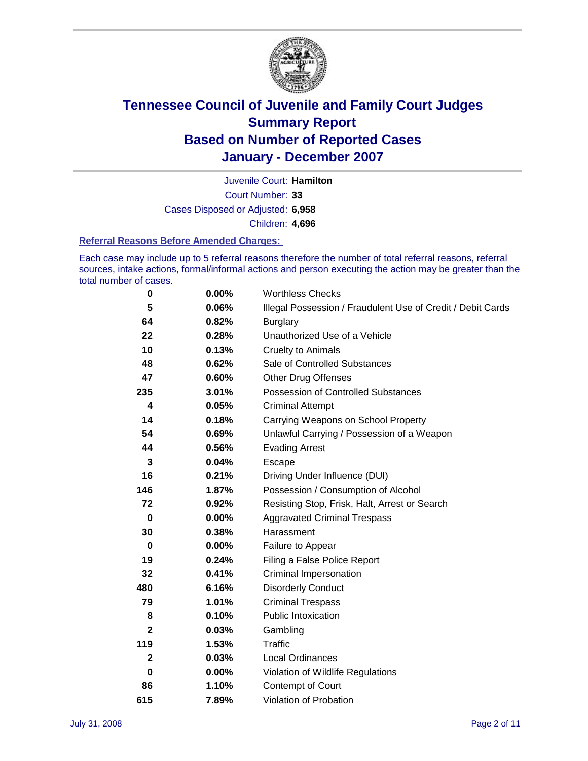# Tennessee Council of Juvenile and Family Court Judges Summary Report Based on Number of Reported Cases January - December 2007

Juvenile Court: **Hamilton**

Court Number: **33**

Cases Disposed or Adjusted: **6,958**

Children: **4,696**

### Referral Reasons Before Amended Charges:

Each case may include up to 5 referral reasons therefore the number of total referral reasons, referral sources, intake actions, formal/informal actions and person executing the action may be greater than the total number of cases.

| Count | Percent | Referral Reason |
|---|---|---|
| 0 | 0.00% | Worthless Checks |
| 5 | 0.06% | Illegal Possession / Fraudulent Use of Credit / Debit Cards |
| 64 | 0.82% | Burglary |
| 22 | 0.28% | Unauthorized Use of a Vehicle |
| 10 | 0.13% | Cruelty to Animals |
| 48 | 0.62% | Sale of Controlled Substances |
| 47 | 0.60% | Other Drug Offenses |
| 235 | 3.01% | Possession of Controlled Substances |
| 4 | 0.05% | Criminal Attempt |
| 14 | 0.18% | Carrying Weapons on School Property |
| 54 | 0.69% | Unlawful Carrying / Possession of a Weapon |
| 44 | 0.56% | Evading Arrest |
| 3 | 0.04% | Escape |
| 16 | 0.21% | Driving Under Influence (DUI) |
| 146 | 1.87% | Possession / Consumption of Alcohol |
| 72 | 0.92% | Resisting Stop, Frisk, Halt, Arrest or Search |
| 0 | 0.00% | Aggravated Criminal Trespass |
| 30 | 0.38% | Harassment |
| 0 | 0.00% | Failure to Appear |
| 19 | 0.24% | Filing a False Police Report |
| 32 | 0.41% | Criminal Impersonation |
| 480 | 6.16% | Disorderly Conduct |
| 79 | 1.01% | Criminal Trespass |
| 8 | 0.10% | Public Intoxication |
| 2 | 0.03% | Gambling |
| 119 | 1.53% | Traffic |
| 2 | 0.03% | Local Ordinances |
| 0 | 0.00% | Violation of Wildlife Regulations |
| 86 | 1.10% | Contempt of Court |
| 615 | 7.89% | Violation of Probation |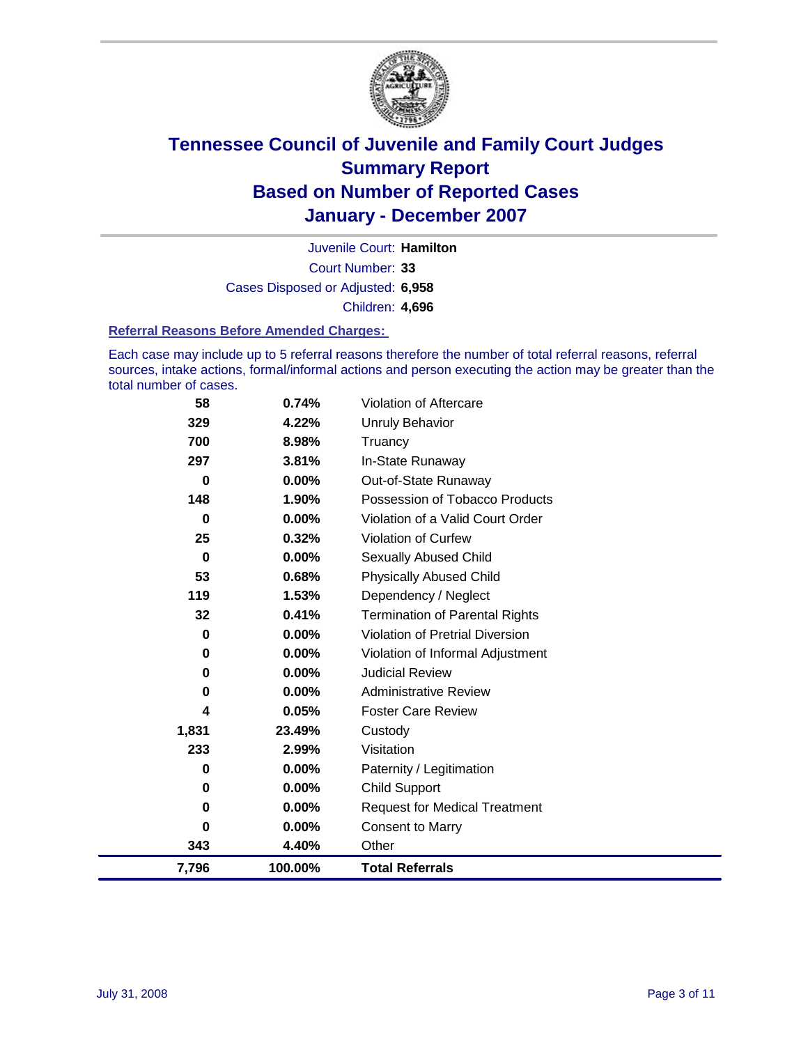# Tennessee Council of Juvenile and Family Court Judges
## Summary Report
## Based on Number of Reported Cases
## January - December 2007

Juvenile Court: **Hamilton**

Court Number: **33**

Cases Disposed or Adjusted: **6,958**

Children: **4,696**

### Referral Reasons Before Amended Charges:

Each case may include up to 5 referral reasons therefore the number of total referral reasons, referral sources, intake actions, formal/informal actions and person executing the action may be greater than the total number of cases.

| Count | Percent | Referral Reason |
|---|---|---|
| 58 | 0.74% | Violation of Aftercare |
| 329 | 4.22% | Unruly Behavior |
| 700 | 8.98% | Truancy |
| 297 | 3.81% | In-State Runaway |
| 0 | 0.00% | Out-of-State Runaway |
| 148 | 1.90% | Possession of Tobacco Products |
| 0 | 0.00% | Violation of a Valid Court Order |
| 25 | 0.32% | Violation of Curfew |
| 0 | 0.00% | Sexually Abused Child |
| 53 | 0.68% | Physically Abused Child |
| 119 | 1.53% | Dependency / Neglect |
| 32 | 0.41% | Termination of Parental Rights |
| 0 | 0.00% | Violation of Pretrial Diversion |
| 0 | 0.00% | Violation of Informal Adjustment |
| 0 | 0.00% | Judicial Review |
| 0 | 0.00% | Administrative Review |
| 4 | 0.05% | Foster Care Review |
| 1,831 | 23.49% | Custody |
| 233 | 2.99% | Visitation |
| 0 | 0.00% | Paternity / Legitimation |
| 0 | 0.00% | Child Support |
| 0 | 0.00% | Request for Medical Treatment |
| 0 | 0.00% | Consent to Marry |
| 343 | 4.40% | Other |
| **7,796** | **100.00%** | **Total Referrals** |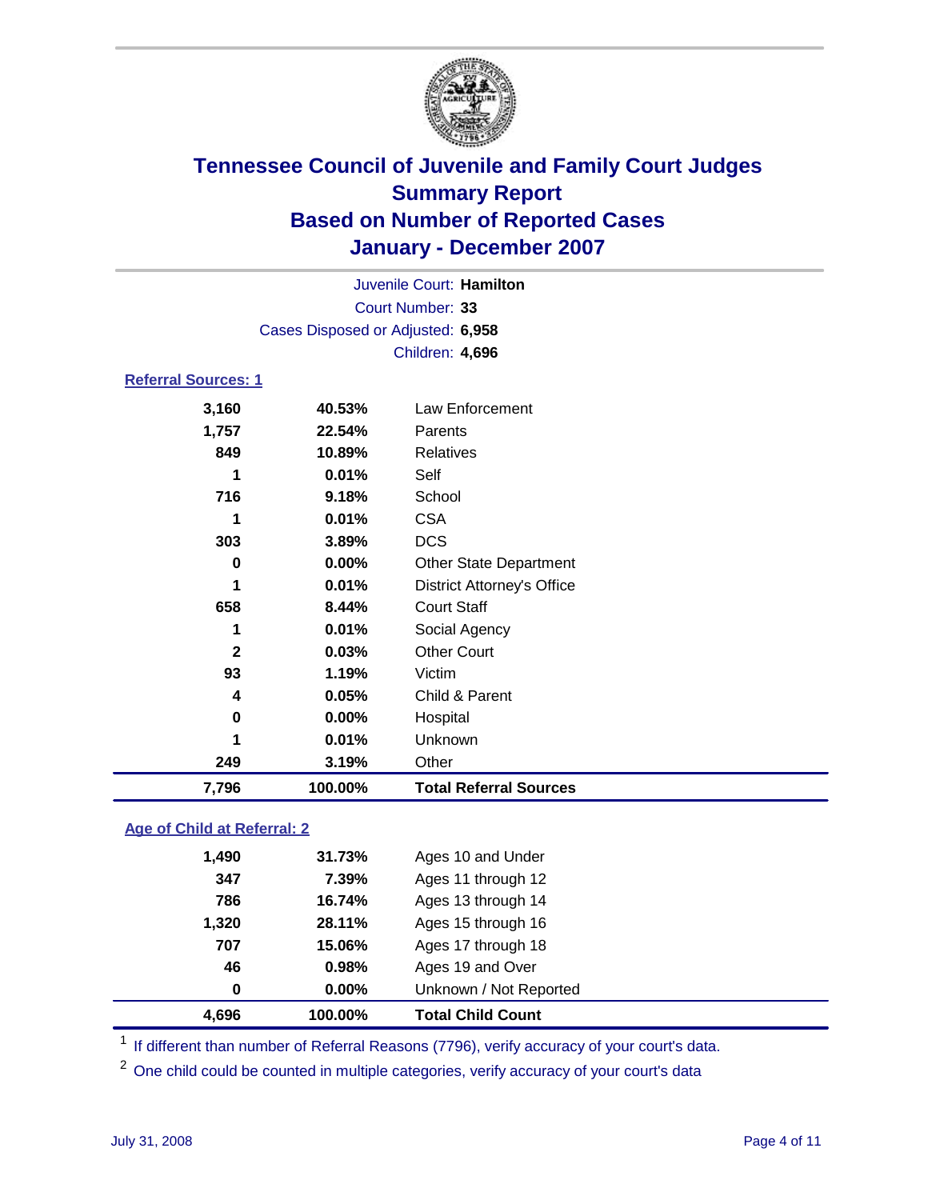# Tennessee Council of Juvenile and Family Court Judges
## Summary Report
## Based on Number of Reported Cases
## January - December 2007

Juvenile Court: **Hamilton**
Court Number: **33**
Cases Disposed or Adjusted: **6,958**
Children: **4,696**

### Referral Sources: 1

| Count | Percent | Source |
|---|---|---|
| 3,160 | 40.53% | Law Enforcement |
| 1,757 | 22.54% | Parents |
| 849 | 10.89% | Relatives |
| 1 | 0.01% | Self |
| 716 | 9.18% | School |
| 1 | 0.01% | CSA |
| 303 | 3.89% | DCS |
| 0 | 0.00% | Other State Department |
| 1 | 0.01% | District Attorney's Office |
| 658 | 8.44% | Court Staff |
| 1 | 0.01% | Social Agency |
| 2 | 0.03% | Other Court |
| 93 | 1.19% | Victim |
| 4 | 0.05% | Child & Parent |
| 0 | 0.00% | Hospital |
| 1 | 0.01% | Unknown |
| 249 | 3.19% | Other |
| **7,796** | **100.00%** | **Total Referral Sources** |

### Age of Child at Referral: 2

| Count | Percent | Age |
|---|---|---|
| 1,490 | 31.73% | Ages 10 and Under |
| 347 | 7.39% | Ages 11 through 12 |
| 786 | 16.74% | Ages 13 through 14 |
| 1,320 | 28.11% | Ages 15 through 16 |
| 707 | 15.06% | Ages 17 through 18 |
| 46 | 0.98% | Ages 19 and Over |
| 0 | 0.00% | Unknown / Not Reported |
| **4,696** | **100.00%** | **Total Child Count** |

[1] If different than number of Referral Reasons (7796), verify accuracy of your court's data.

[2] One child could be counted in multiple categories, verify accuracy of your court's data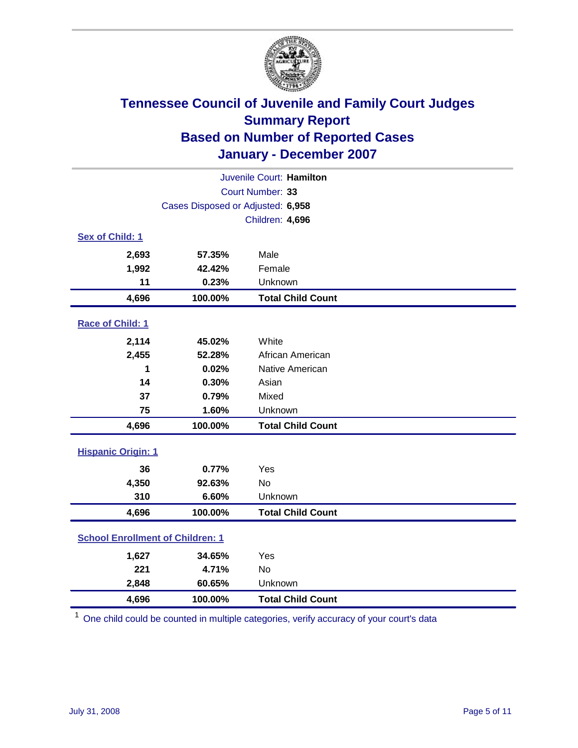# Tennessee Council of Juvenile and Family Court Judges
## Summary Report
## Based on Number of Reported Cases
## January - December 2007

Juvenile Court: **Hamilton**

Court Number: **33**

Cases Disposed or Adjusted: **6,958**

Children: **4,696**

### Sex of Child: 1

| | | |
|---|---|---|
| 2,693 | 57.35% | Male |
| 1,992 | 42.42% | Female |
| 11 | 0.23% | Unknown |
| **4,696** | **100.00%** | **Total Child Count** |

### Race of Child: 1

| | | |
|---|---|---|
| 2,114 | 45.02% | White |
| 2,455 | 52.28% | African American |
| 1 | 0.02% | Native American |
| 14 | 0.30% | Asian |
| 37 | 0.79% | Mixed |
| 75 | 1.60% | Unknown |
| **4,696** | **100.00%** | **Total Child Count** |

### Hispanic Origin: 1

| | | |
|---|---|---|
| 36 | 0.77% | Yes |
| 4,350 | 92.63% | No |
| 310 | 6.60% | Unknown |
| **4,696** | **100.00%** | **Total Child Count** |

### School Enrollment of Children: 1

| | | |
|---|---|---|
| 1,627 | 34.65% | Yes |
| 221 | 4.71% | No |
| 2,848 | 60.65% | Unknown |
| **4,696** | **100.00%** | **Total Child Count** |

[1] One child could be counted in multiple categories, verify accuracy of your court's data

July 31, 2008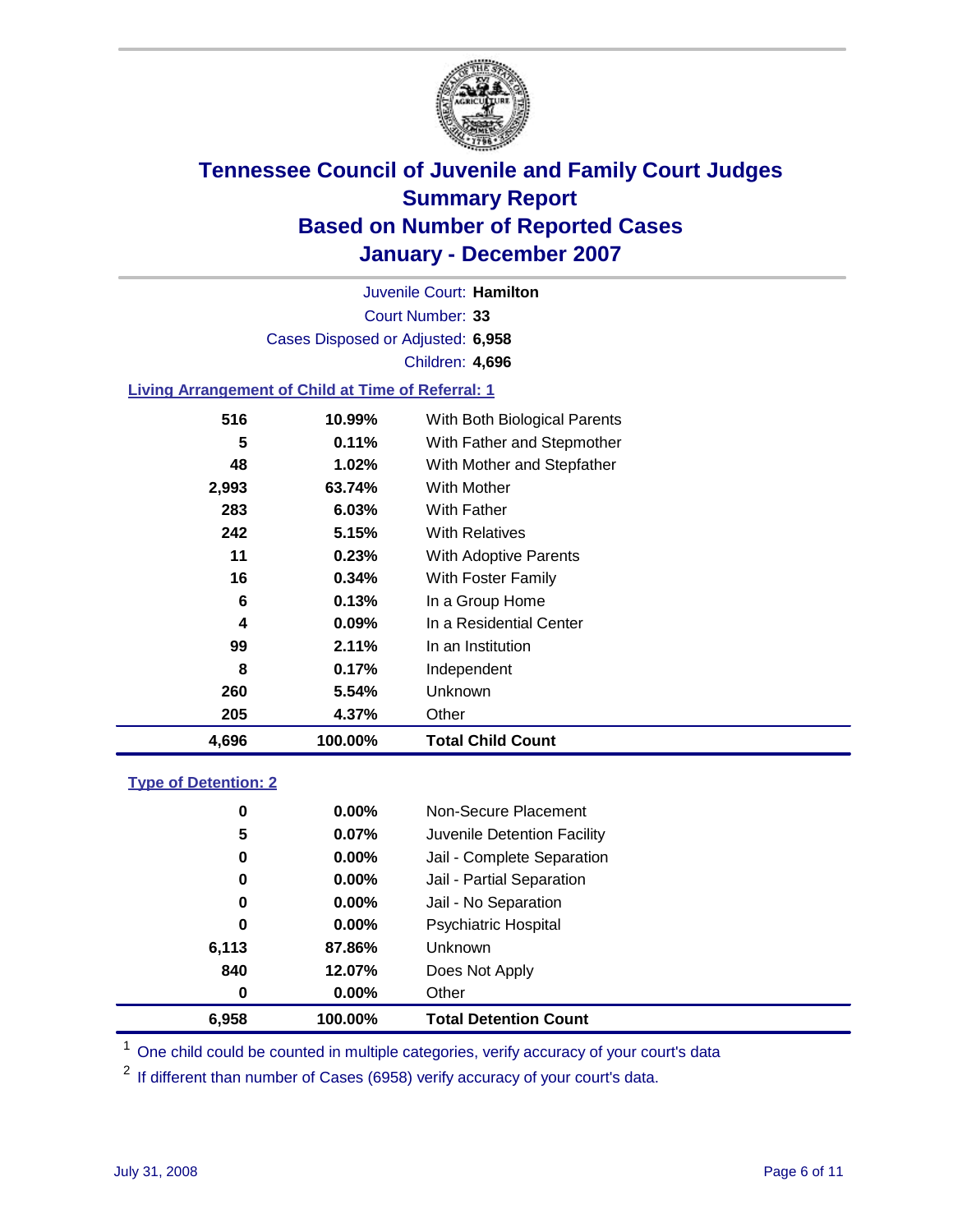# Tennessee Council of Juvenile and Family Court Judges
## Summary Report
## Based on Number of Reported Cases
## January - December 2007

Juvenile Court: **Hamilton**

Court Number: **33**

Cases Disposed or Adjusted: **6,958**

Children: **4,696**

### Living Arrangement of Child at Time of Referral: 1

| Count | Percent | Category |
|---|---|---|
| 516 | 10.99% | With Both Biological Parents |
| 5 | 0.11% | With Father and Stepmother |
| 48 | 1.02% | With Mother and Stepfather |
| 2,993 | 63.74% | With Mother |
| 283 | 6.03% | With Father |
| 242 | 5.15% | With Relatives |
| 11 | 0.23% | With Adoptive Parents |
| 16 | 0.34% | With Foster Family |
| 6 | 0.13% | In a Group Home |
| 4 | 0.09% | In a Residential Center |
| 99 | 2.11% | In an Institution |
| 8 | 0.17% | Independent |
| 260 | 5.54% | Unknown |
| 205 | 4.37% | Other |
| **4,696** | **100.00%** | **Total Child Count** |

### Type of Detention: 2

| Count | Percent | Category |
|---|---|---|
| 0 | 0.00% | Non-Secure Placement |
| 5 | 0.07% | Juvenile Detention Facility |
| 0 | 0.00% | Jail - Complete Separation |
| 0 | 0.00% | Jail - Partial Separation |
| 0 | 0.00% | Jail - No Separation |
| 0 | 0.00% | Psychiatric Hospital |
| 6,113 | 87.86% | Unknown |
| 840 | 12.07% | Does Not Apply |
| 0 | 0.00% | Other |
| **6,958** | **100.00%** | **Total Detention Count** |

[1] One child could be counted in multiple categories, verify accuracy of your court's data

[2] If different than number of Cases (6958) verify accuracy of your court's data.

July 31, 2008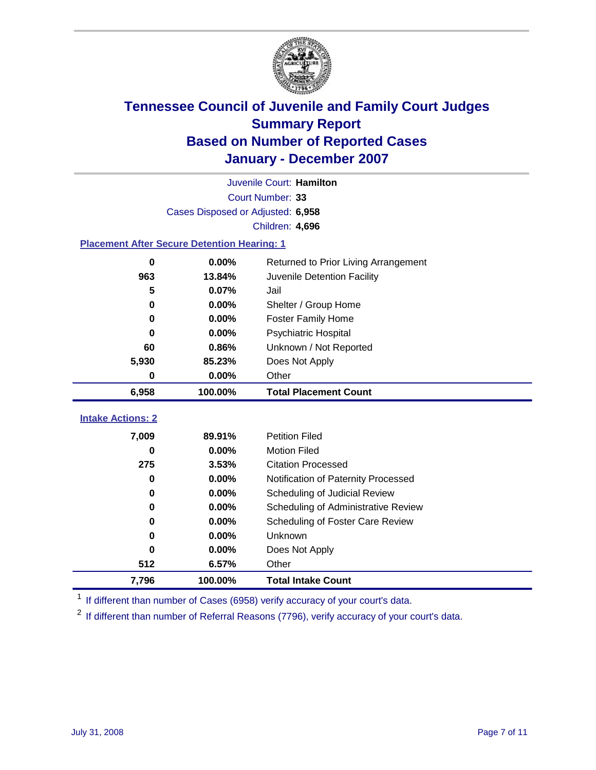# Tennessee Council of Juvenile and Family Court Judges
## Summary Report
## Based on Number of Reported Cases
## January - December 2007

Juvenile Court: **Hamilton**

Court Number: **33**

Cases Disposed or Adjusted: **6,958**

Children: **4,696**

### Placement After Secure Detention Hearing: 1

| Count | Percent | Placement |
|---|---|---|
| 0 | 0.00% | Returned to Prior Living Arrangement |
| 963 | 13.84% | Juvenile Detention Facility |
| 5 | 0.07% | Jail |
| 0 | 0.00% | Shelter / Group Home |
| 0 | 0.00% | Foster Family Home |
| 0 | 0.00% | Psychiatric Hospital |
| 60 | 0.86% | Unknown / Not Reported |
| 5,930 | 85.23% | Does Not Apply |
| 0 | 0.00% | Other |
| **6,958** | **100.00%** | **Total Placement Count** |

### Intake Actions: 2

| Count | Percent | Intake Action |
|---|---|---|
| 7,009 | 89.91% | Petition Filed |
| 0 | 0.00% | Motion Filed |
| 275 | 3.53% | Citation Processed |
| 0 | 0.00% | Notification of Paternity Processed |
| 0 | 0.00% | Scheduling of Judicial Review |
| 0 | 0.00% | Scheduling of Administrative Review |
| 0 | 0.00% | Scheduling of Foster Care Review |
| 0 | 0.00% | Unknown |
| 0 | 0.00% | Does Not Apply |
| 512 | 6.57% | Other |
| **7,796** | **100.00%** | **Total Intake Count** |

[1] If different than number of Cases (6958) verify accuracy of your court's data.

[2] If different than number of Referral Reasons (7796), verify accuracy of your court's data.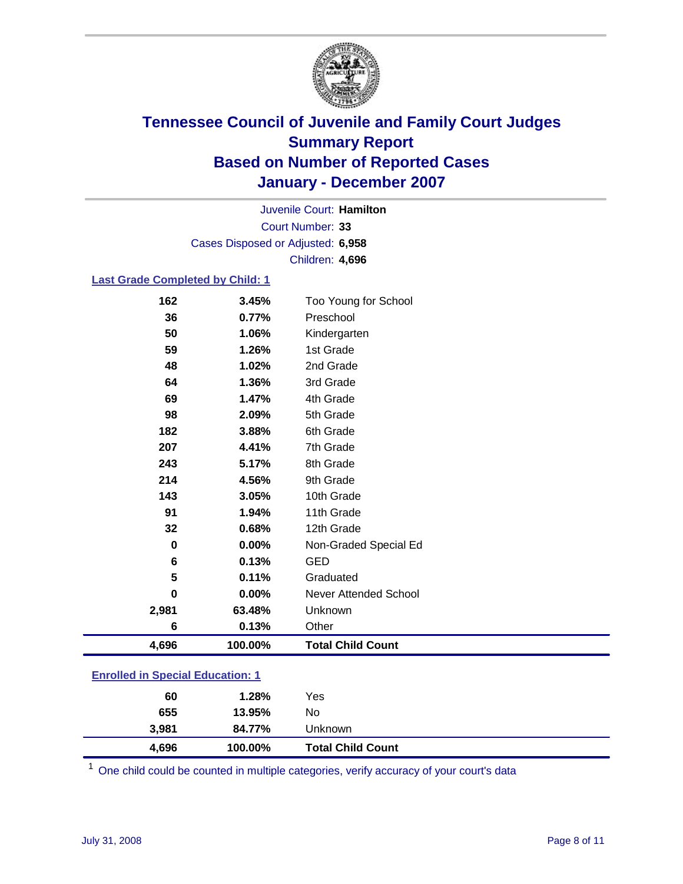# Tennessee Council of Juvenile and Family Court Judges
# Summary Report
# Based on Number of Reported Cases
# January - December 2007

Juvenile Court: **Hamilton**

Court Number: **33**

Cases Disposed or Adjusted: **6,958**

Children: **4,696**

### Last Grade Completed by Child: 1

| | | |
|---|---|---|
| 162 | 3.45% | Too Young for School |
| 36 | 0.77% | Preschool |
| 50 | 1.06% | Kindergarten |
| 59 | 1.26% | 1st Grade |
| 48 | 1.02% | 2nd Grade |
| 64 | 1.36% | 3rd Grade |
| 69 | 1.47% | 4th Grade |
| 98 | 2.09% | 5th Grade |
| 182 | 3.88% | 6th Grade |
| 207 | 4.41% | 7th Grade |
| 243 | 5.17% | 8th Grade |
| 214 | 4.56% | 9th Grade |
| 143 | 3.05% | 10th Grade |
| 91 | 1.94% | 11th Grade |
| 32 | 0.68% | 12th Grade |
| 0 | 0.00% | Non-Graded Special Ed |
| 6 | 0.13% | GED |
| 5 | 0.11% | Graduated |
| 0 | 0.00% | Never Attended School |
| 2,981 | 63.48% | Unknown |
| 6 | 0.13% | Other |
| **4,696** | **100.00%** | **Total Child Count** |

### Enrolled in Special Education: 1

| | | |
|---|---|---|
| 60 | 1.28% | Yes |
| 655 | 13.95% | No |
| 3,981 | 84.77% | Unknown |
| **4,696** | **100.00%** | **Total Child Count** |

[1] One child could be counted in multiple categories, verify accuracy of your court's data

July 31, 2008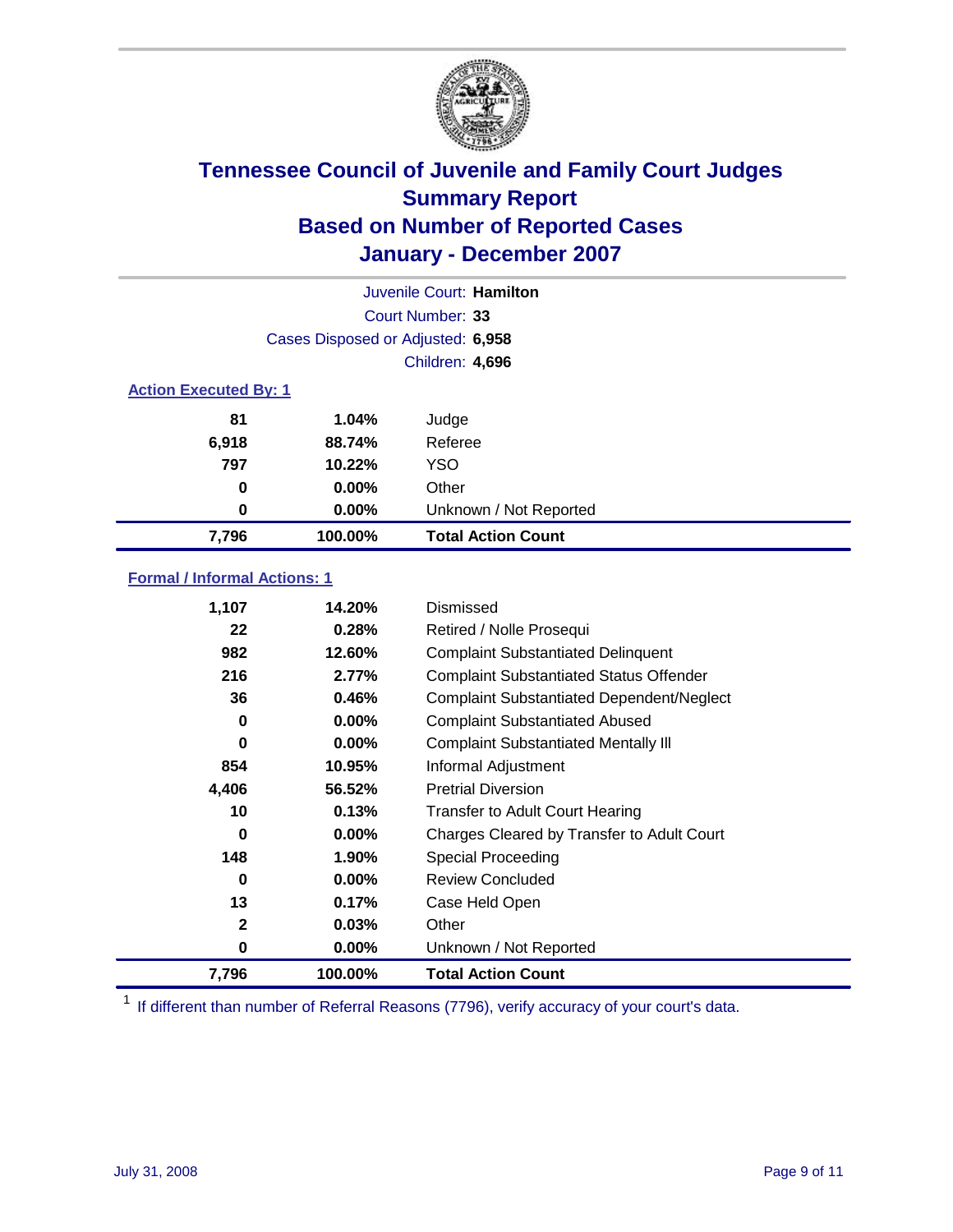# Tennessee Council of Juvenile and Family Court Judges
## Summary Report
## Based on Number of Reported Cases
## January - December 2007

Juvenile Court: **Hamilton**

Court Number: **33**

Cases Disposed or Adjusted: **6,958**

Children: **4,696**

### Action Executed By: 1

| | | |
|---|---|---|
| 81 | 1.04% | Judge |
| 6,918 | 88.74% | Referee |
| 797 | 10.22% | YSO |
| 0 | 0.00% | Other |
| 0 | 0.00% | Unknown / Not Reported |
| **7,796** | **100.00%** | **Total Action Count** |

### Formal / Informal Actions: 1

| | | |
|---|---|---|
| 1,107 | 14.20% | Dismissed |
| 22 | 0.28% | Retired / Nolle Prosequi |
| 982 | 12.60% | Complaint Substantiated Delinquent |
| 216 | 2.77% | Complaint Substantiated Status Offender |
| 36 | 0.46% | Complaint Substantiated Dependent/Neglect |
| 0 | 0.00% | Complaint Substantiated Abused |
| 0 | 0.00% | Complaint Substantiated Mentally Ill |
| 854 | 10.95% | Informal Adjustment |
| 4,406 | 56.52% | Pretrial Diversion |
| 10 | 0.13% | Transfer to Adult Court Hearing |
| 0 | 0.00% | Charges Cleared by Transfer to Adult Court |
| 148 | 1.90% | Special Proceeding |
| 0 | 0.00% | Review Concluded |
| 13 | 0.17% | Case Held Open |
| 2 | 0.03% | Other |
| 0 | 0.00% | Unknown / Not Reported |
| **7,796** | **100.00%** | **Total Action Count** |

[1] If different than number of Referral Reasons (7796), verify accuracy of your court's data.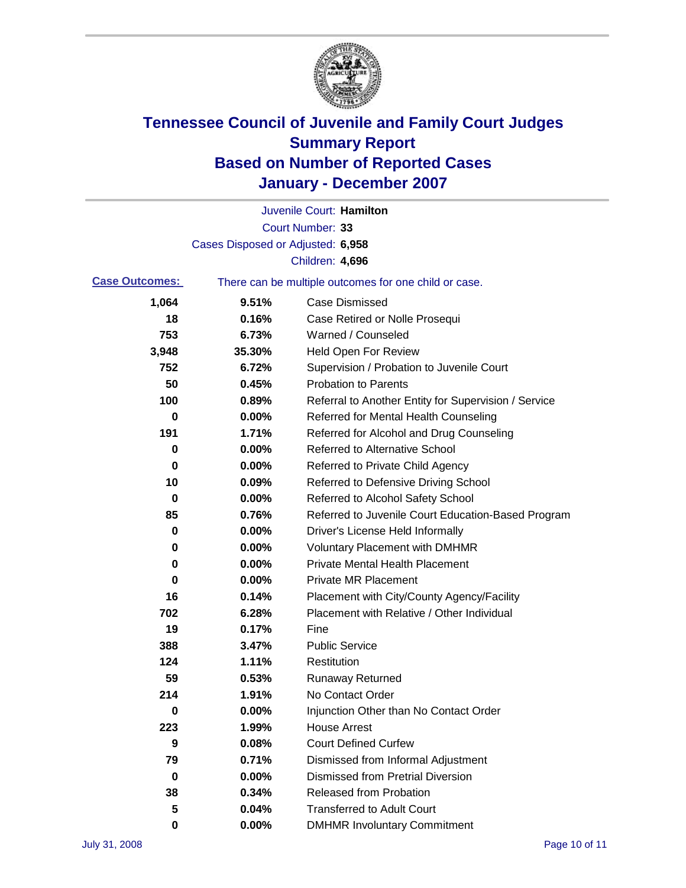# Tennessee Council of Juvenile and Family Court Judges
## Summary Report
## Based on Number of Reported Cases
## January - December 2007

Juvenile Court: **Hamilton**

Court Number: **33**

Cases Disposed or Adjusted: **6,958**

Children: **4,696**

**Case Outcomes:** There can be multiple outcomes for one child or case.

| Count | Percent | Outcome |
|---|---|---|
| 1,064 | 9.51% | Case Dismissed |
| 18 | 0.16% | Case Retired or Nolle Prosequi |
| 753 | 6.73% | Warned / Counseled |
| 3,948 | 35.30% | Held Open For Review |
| 752 | 6.72% | Supervision / Probation to Juvenile Court |
| 50 | 0.45% | Probation to Parents |
| 100 | 0.89% | Referral to Another Entity for Supervision / Service |
| 0 | 0.00% | Referred for Mental Health Counseling |
| 191 | 1.71% | Referred for Alcohol and Drug Counseling |
| 0 | 0.00% | Referred to Alternative School |
| 0 | 0.00% | Referred to Private Child Agency |
| 10 | 0.09% | Referred to Defensive Driving School |
| 0 | 0.00% | Referred to Alcohol Safety School |
| 85 | 0.76% | Referred to Juvenile Court Education-Based Program |
| 0 | 0.00% | Driver's License Held Informally |
| 0 | 0.00% | Voluntary Placement with DMHMR |
| 0 | 0.00% | Private Mental Health Placement |
| 0 | 0.00% | Private MR Placement |
| 16 | 0.14% | Placement with City/County Agency/Facility |
| 702 | 6.28% | Placement with Relative / Other Individual |
| 19 | 0.17% | Fine |
| 388 | 3.47% | Public Service |
| 124 | 1.11% | Restitution |
| 59 | 0.53% | Runaway Returned |
| 214 | 1.91% | No Contact Order |
| 0 | 0.00% | Injunction Other than No Contact Order |
| 223 | 1.99% | House Arrest |
| 9 | 0.08% | Court Defined Curfew |
| 79 | 0.71% | Dismissed from Informal Adjustment |
| 0 | 0.00% | Dismissed from Pretrial Diversion |
| 38 | 0.34% | Released from Probation |
| 5 | 0.04% | Transferred to Adult Court |
| 0 | 0.00% | DMHMR Involuntary Commitment |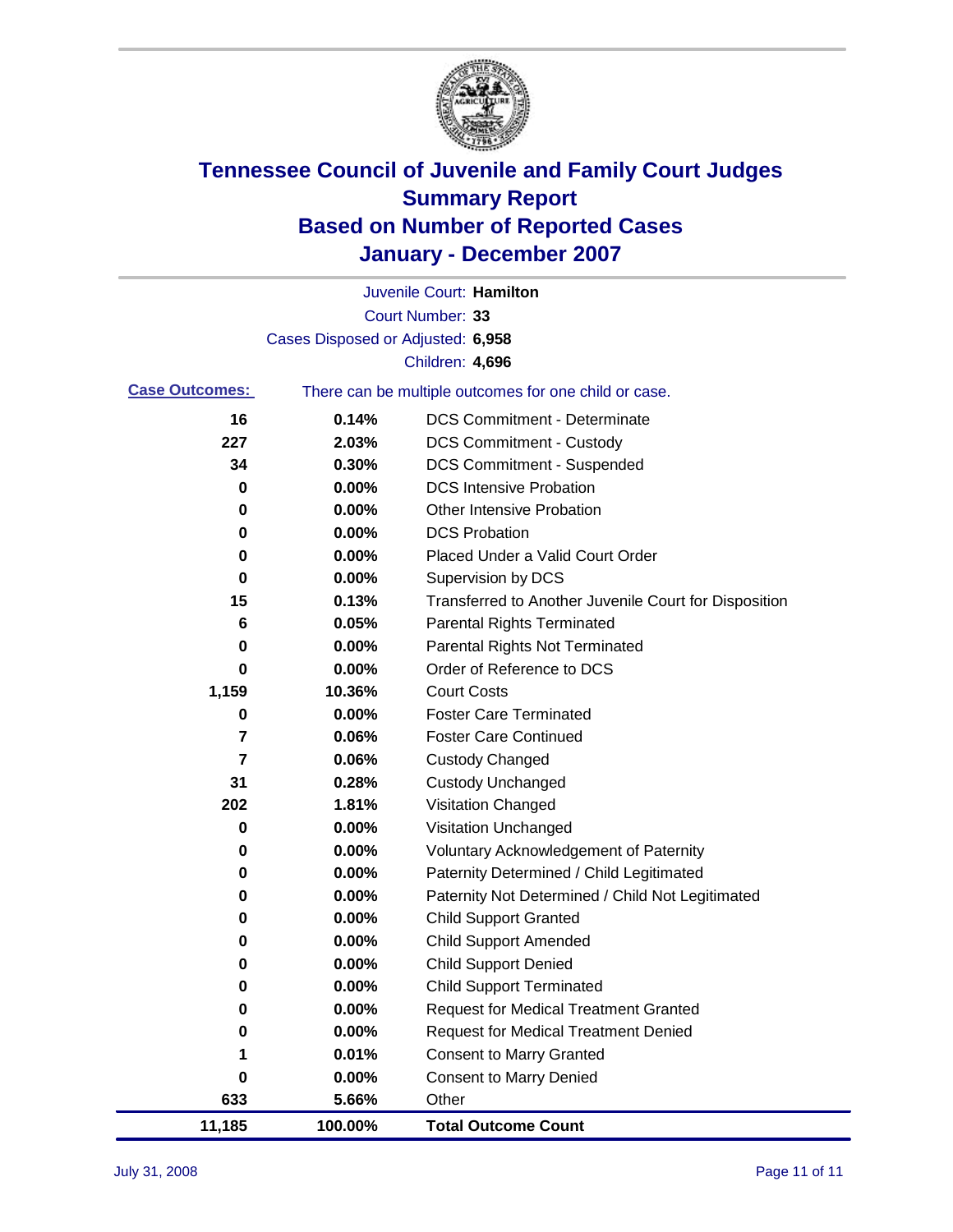# Tennessee Council of Juvenile and Family Court Judges
# Summary Report
# Based on Number of Reported Cases
# January - December 2007

Juvenile Court: **Hamilton**

Court Number: **33**

Cases Disposed or Adjusted: **6,958**

Children: **4,696**

**Case Outcomes:** There can be multiple outcomes for one child or case.

| | | |
|---|---|---|
| 16 | 0.14% | DCS Commitment - Determinate |
| 227 | 2.03% | DCS Commitment - Custody |
| 34 | 0.30% | DCS Commitment - Suspended |
| 0 | 0.00% | DCS Intensive Probation |
| 0 | 0.00% | Other Intensive Probation |
| 0 | 0.00% | DCS Probation |
| 0 | 0.00% | Placed Under a Valid Court Order |
| 0 | 0.00% | Supervision by DCS |
| 15 | 0.13% | Transferred to Another Juvenile Court for Disposition |
| 6 | 0.05% | Parental Rights Terminated |
| 0 | 0.00% | Parental Rights Not Terminated |
| 0 | 0.00% | Order of Reference to DCS |
| 1,159 | 10.36% | Court Costs |
| 0 | 0.00% | Foster Care Terminated |
| 7 | 0.06% | Foster Care Continued |
| 7 | 0.06% | Custody Changed |
| 31 | 0.28% | Custody Unchanged |
| 202 | 1.81% | Visitation Changed |
| 0 | 0.00% | Visitation Unchanged |
| 0 | 0.00% | Voluntary Acknowledgement of Paternity |
| 0 | 0.00% | Paternity Determined / Child Legitimated |
| 0 | 0.00% | Paternity Not Determined / Child Not Legitimated |
| 0 | 0.00% | Child Support Granted |
| 0 | 0.00% | Child Support Amended |
| 0 | 0.00% | Child Support Denied |
| 0 | 0.00% | Child Support Terminated |
| 0 | 0.00% | Request for Medical Treatment Granted |
| 0 | 0.00% | Request for Medical Treatment Denied |
| 1 | 0.01% | Consent to Marry Granted |
| 0 | 0.00% | Consent to Marry Denied |
| 633 | 5.66% | Other |
| **11,185** | **100.00%** | **Total Outcome Count** |